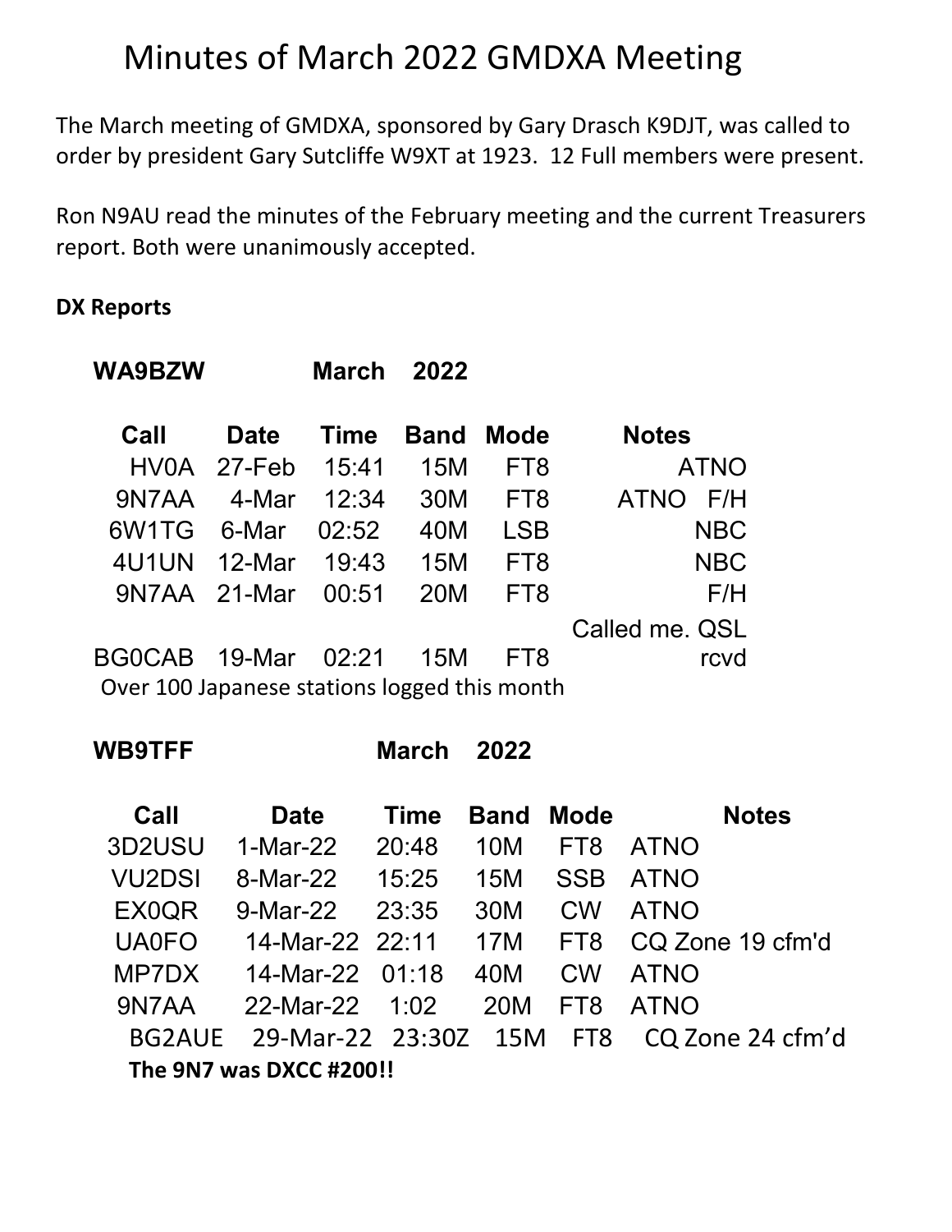# Minutes of March 2022 GMDXA Meeting

The March meeting of GMDXA, sponsored by Gary Drasch K9DJT, was called to order by president Gary Sutcliffe W9XT at 1923. 12 Full members were present.

Ron N9AU read the minutes of the February meeting and the current Treasurers report. Both were unanimously accepted.

**DX Reports**

**WA9BZW March 2022**

| Call | Date | Time | Band | Mode | Notes |
|---|---|---|---|---|---|
| HV0A | 27-Feb | 15:41 | 15M | FT8 | ATNO |
| 9N7AA | 4-Mar | 12:34 | 30M | FT8 | ATNO F/H |
| 6W1TG | 6-Mar | 02:52 | 40M | LSB | NBC |
| 4U1UN | 12-Mar | 19:43 | 15M | FT8 | NBC |
| 9N7AA | 21-Mar | 00:51 | 20M | FT8 | F/H |
| BG0CAB | 19-Mar | 02:21 | 15M | FT8 | Called me. QSL rcvd |

Over 100 Japanese stations logged this month

**WB9TFF March 2022**

| Call | Date | Time | Band | Mode | Notes |
|---|---|---|---|---|---|
| 3D2USU | 1-Mar-22 | 20:48 | 10M | FT8 | ATNO |
| VU2DSI | 8-Mar-22 | 15:25 | 15M | SSB | ATNO |
| EX0QR | 9-Mar-22 | 23:35 | 30M | CW | ATNO |
| UA0FO | 14-Mar-22 | 22:11 | 17M | FT8 | CQ Zone 19 cfm'd |
| MP7DX | 14-Mar-22 | 01:18 | 40M | CW | ATNO |
| 9N7AA | 22-Mar-22 | 1:02 | 20M | FT8 | ATNO |
| BG2AUE | 29-Mar-22 | 23:30Z | 15M | FT8 | CQ Zone 24 cfm'd |

**The 9N7 was DXCC #200!!**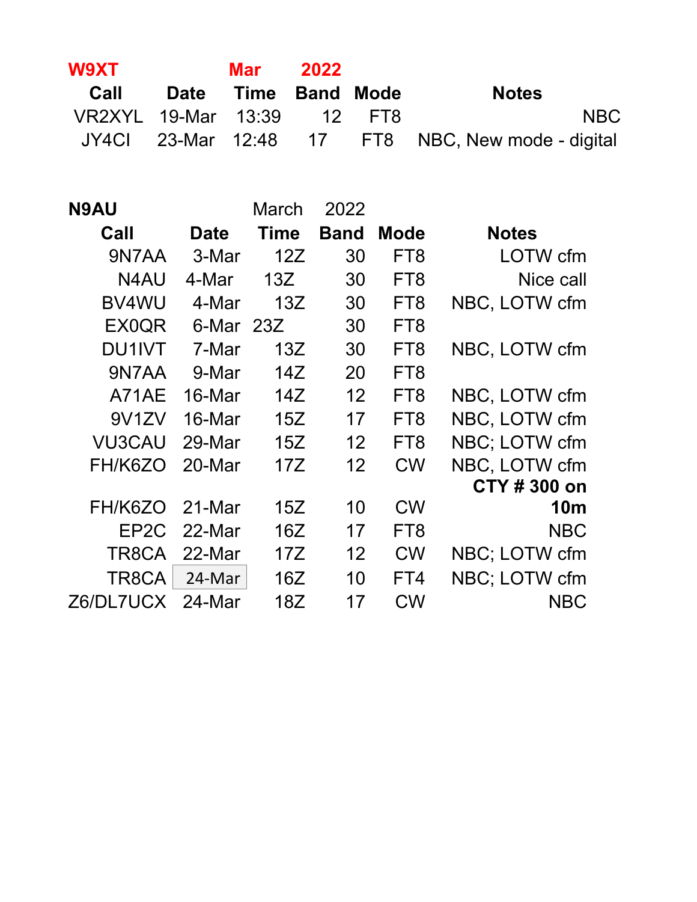**W9XT** **Mar** **2022**

| Call | Date | Time | Band | Mode | Notes |
|---|---|---|---|---|---|
| VR2XYL | 19-Mar | 13:39 | 12 | FT8 | NBC |
| JY4CI | 23-Mar | 12:48 | 17 | FT8 | NBC, New mode - digital |

**N9AU** March 2022

| Call | Date | Time | Band | Mode | Notes |
|---|---|---|---|---|---|
| 9N7AA | 3-Mar | 12Z | 30 | FT8 | LOTW cfm |
| N4AU | 4-Mar | 13Z | 30 | FT8 | Nice call |
| BV4WU | 4-Mar | 13Z | 30 | FT8 | NBC, LOTW cfm |
| EX0QR | 6-Mar | 23Z | 30 | FT8 | |
| DU1IVT | 7-Mar | 13Z | 30 | FT8 | NBC, LOTW cfm |
| 9N7AA | 9-Mar | 14Z | 20 | FT8 | |
| A71AE | 16-Mar | 14Z | 12 | FT8 | NBC, LOTW cfm |
| 9V1ZV | 16-Mar | 15Z | 17 | FT8 | NBC, LOTW cfm |
| VU3CAU | 29-Mar | 15Z | 12 | FT8 | NBC; LOTW cfm |
| FH/K6ZO | 20-Mar | 17Z | 12 | CW | NBC, LOTW cfm |
| FH/K6ZO | 21-Mar | 15Z | 10 | CW | **CTY # 300 on 10m** |
| EP2C | 22-Mar | 16Z | 17 | FT8 | NBC |
| TR8CA | 22-Mar | 17Z | 12 | CW | NBC; LOTW cfm |
| TR8CA | 24-Mar | 16Z | 10 | FT4 | NBC; LOTW cfm |
| Z6/DL7UCX | 24-Mar | 18Z | 17 | CW | NBC |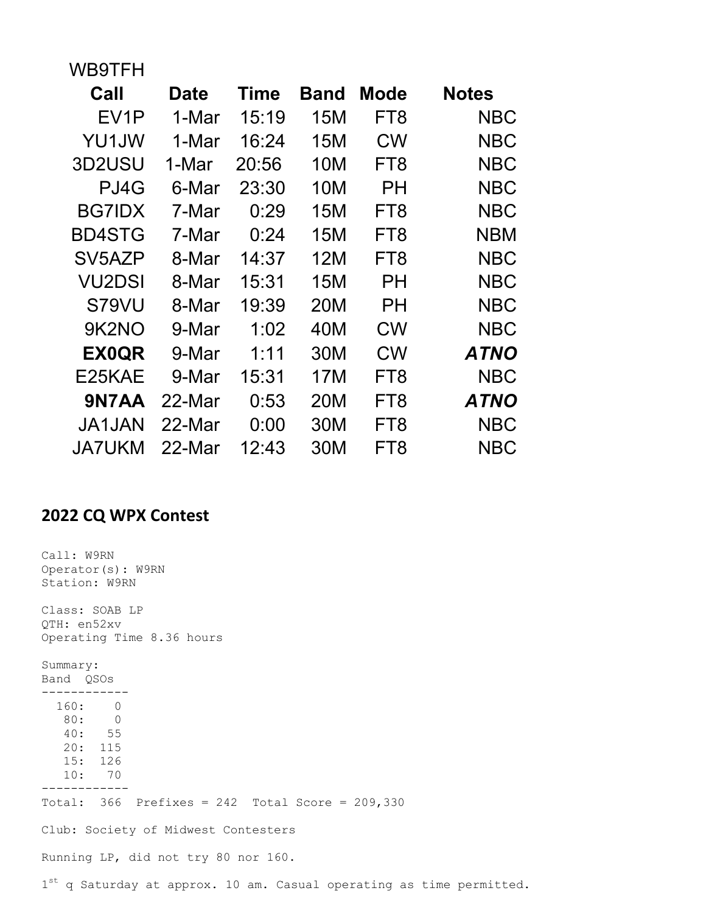WB9TFH

| Call | Date | Time | Band | Mode | Notes |
|---|---|---|---|---|---|
| EV1P | 1-Mar | 15:19 | 15M | FT8 | NBC |
| YU1JW | 1-Mar | 16:24 | 15M | CW | NBC |
| 3D2USU | 1-Mar | 20:56 | 10M | FT8 | NBC |
| PJ4G | 6-Mar | 23:30 | 10M | PH | NBC |
| BG7IDX | 7-Mar | 0:29 | 15M | FT8 | NBC |
| BD4STG | 7-Mar | 0:24 | 15M | FT8 | NBM |
| SV5AZP | 8-Mar | 14:37 | 12M | FT8 | NBC |
| VU2DSI | 8-Mar | 15:31 | 15M | PH | NBC |
| S79VU | 8-Mar | 19:39 | 20M | PH | NBC |
| 9K2NO | 9-Mar | 1:02 | 40M | CW | NBC |
| **EX0QR** | 9-Mar | 1:11 | 30M | CW | ***ATNO*** |
| E25KAE | 9-Mar | 15:31 | 17M | FT8 | NBC |
| **9N7AA** | 22-Mar | 0:53 | 20M | FT8 | ***ATNO*** |
| JA1JAN | 22-Mar | 0:00 | 30M | FT8 | NBC |
| JA7UKM | 22-Mar | 12:43 | 30M | FT8 | NBC |

## 2022 CQ WPX Contest

```
Call: W9RN
Operator(s): W9RN
Station: W9RN

Class: SOAB LP
QTH: en52xv
Operating Time 8.36 hours

Summary:
Band  QSOs
------------
  160:    0
   80:    0
   40:   55
   20:  115
   15:  126
   10:   70
------------
Total:  366  Prefixes = 242  Total Score = 209,330

Club: Society of Midwest Contesters

Running LP, did not try 80 nor 160.
```

1st q Saturday at approx. 10 am. Casual operating as time permitted.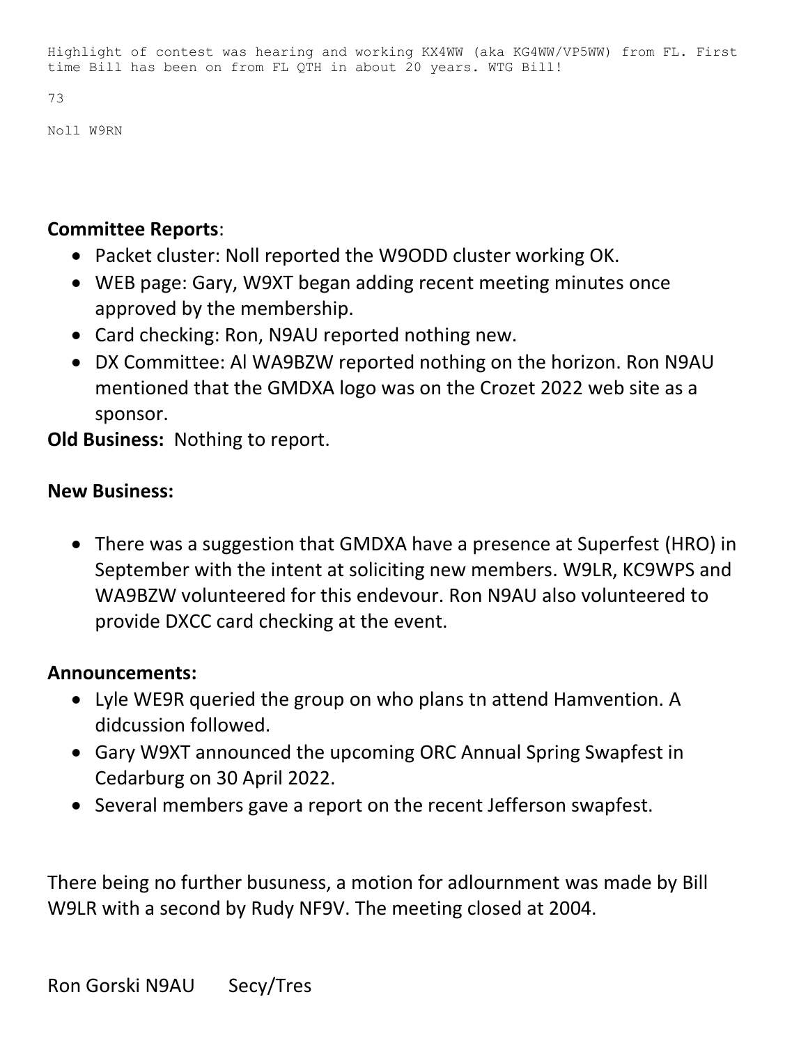Highlight of contest was hearing and working KX4WW (aka KG4WW/VP5WW) from FL. First time Bill has been on from FL QTH in about 20 years. WTG Bill!

73

Noll W9RN

**Committee Reports**:

- Packet cluster: Noll reported the W9ODD cluster working OK.
- WEB page: Gary, W9XT began adding recent meeting minutes once approved by the membership.
- Card checking: Ron, N9AU reported nothing new.
- DX Committee: Al WA9BZW reported nothing on the horizon. Ron N9AU mentioned that the GMDXA logo was on the Crozet 2022 web site as a sponsor.

**Old Business:** Nothing to report.

**New Business:**

- There was a suggestion that GMDXA have a presence at Superfest (HRO) in September with the intent at soliciting new members. W9LR, KC9WPS and WA9BZW volunteered for this endevour. Ron N9AU also volunteered to provide DXCC card checking at the event.

**Announcements:**

- Lyle WE9R queried the group on who plans tn attend Hamvention. A didcussion followed.
- Gary W9XT announced the upcoming ORC Annual Spring Swapfest in Cedarburg on 30 April 2022.
- Several members gave a report on the recent Jefferson swapfest.

There being no further busuness, a motion for adlournment was made by Bill W9LR with a second by Rudy NF9V. The meeting closed at 2004.

Ron Gorski N9AU Secy/Tres